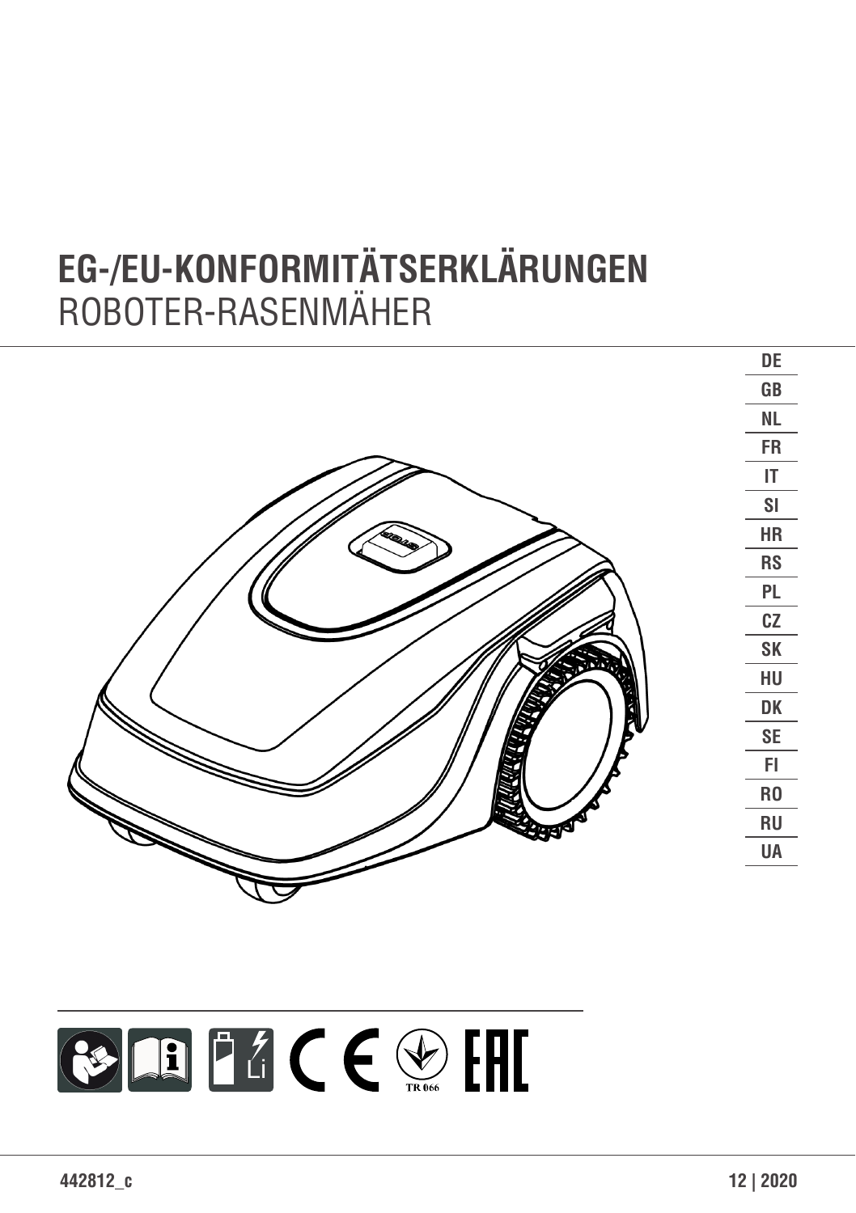# EG-/EU-KONFORMITÄTSERKLÄRUNGEN

ROBOTER-RASENMÄHER

DE
GB
NL
FR
IT
SI
HR
RS
PL
CZ
SK
HU
DK
SE
FI
RO
RU
UA

442812_c

12 | 2020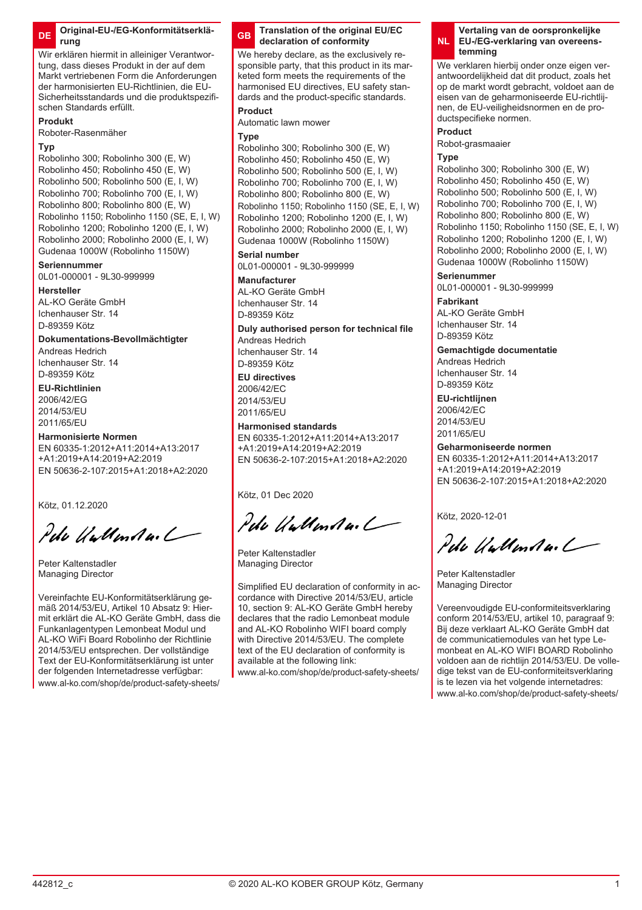## DE Original-EU-/EG-Konformitätserklärung

Wir erklären hiermit in alleiniger Verantwortung, dass dieses Produkt in der auf dem Markt vertriebenen Form die Anforderungen der harmonisierten EU-Richtlinien, die EU-Sicherheitsstandards und die produktspezifischen Standards erfüllt.

**Produkt**
Roboter-Rasenmäher

**Typ**
Robolinho 300; Robolinho 300 (E, W)
Robolinho 450; Robolinho 450 (E, W)
Robolinho 500; Robolinho 500 (E, I, W)
Robolinho 700; Robolinho 700 (E, I, W)
Robolinho 800; Robolinho 800 (E, W)
Robolinho 1150; Robolinho 1150 (SE, E, I, W)
Robolinho 1200; Robolinho 1200 (E, I, W)
Robolinho 2000; Robolinho 2000 (E, I, W)
Gudenaa 1000W (Robolinho 1150W)

**Seriennummer**
0L01-000001 - 9L30-999999

**Hersteller**
AL-KO Geräte GmbH
Ichenhauser Str. 14
D-89359 Kötz

**Dokumentations-Bevollmächtigter**
Andreas Hedrich
Ichenhauser Str. 14
D-89359 Kötz

**EU-Richtlinien**
2006/42/EG
2014/53/EU
2011/65/EU

**Harmonisierte Normen**
EN 60335-1:2012+A11:2014+A13:2017 +A1:2019+A14:2019+A2:2019
EN 50636-2-107:2015+A1:2018+A2:2020

Kötz, 01.12.2020

Peter Kaltenstadler
Managing Director

Vereinfachte EU-Konformitätserklärung gemäß 2014/53/EU, Artikel 10 Absatz 9: Hiermit erklärt die AL-KO Geräte GmbH, dass die Funkanlagentypen Lemonbeat Modul und AL-KO WiFi Board Robolinho der Richtlinie 2014/53/EU entsprechen. Der vollständige Text der EU-Konformitätserklärung ist unter der folgenden Internetadresse verfügbar: www.al-ko.com/shop/de/product-safety-sheets/

## GB Translation of the original EU/EC declaration of conformity

We hereby declare, as the exclusively responsible party, that this product in its marketed form meets the requirements of the harmonised EU directives, EU safety standards and the product-specific standards.

**Product**
Automatic lawn mower

**Type**
Robolinho 300; Robolinho 300 (E, W)
Robolinho 450; Robolinho 450 (E, W)
Robolinho 500; Robolinho 500 (E, I, W)
Robolinho 700; Robolinho 700 (E, I, W)
Robolinho 800; Robolinho 800 (E, W)
Robolinho 1150; Robolinho 1150 (SE, E, I, W)
Robolinho 1200; Robolinho 1200 (E, I, W)
Robolinho 2000; Robolinho 2000 (E, I, W)
Gudenaa 1000W (Robolinho 1150W)

**Serial number**
0L01-000001 - 9L30-999999

**Manufacturer**
AL-KO Geräte GmbH
Ichenhauser Str. 14
D-89359 Kötz

**Duly authorised person for technical file**
Andreas Hedrich
Ichenhauser Str. 14
D-89359 Kötz

**EU directives**
2006/42/EC
2014/53/EU
2011/65/EU

**Harmonised standards**
EN 60335-1:2012+A11:2014+A13:2017 +A1:2019+A14:2019+A2:2019
EN 50636-2-107:2015+A1:2018+A2:2020

Kötz, 01 Dec 2020

Peter Kaltenstadler
Managing Director

Simplified EU declaration of conformity in accordance with Directive 2014/53/EU, article 10, section 9: AL-KO Geräte GmbH hereby declares that the radio Lemonbeat module and AL-KO Robolinho WIFI board comply with Directive 2014/53/EU. The complete text of the EU declaration of conformity is available at the following link: www.al-ko.com/shop/de/product-safety-sheets/

## NL Vertaling van de oorspronkelijke EU-/EG-verklaring van overeenstemming

We verklaren hierbij onder onze eigen verantwoordelijkheid dat dit product, zoals het op de markt wordt gebracht, voldoet aan de eisen van de geharmoniseerde EU-richtlijnen, de EU-veiligheidsnormen en de productspecifieke normen.

**Product**
Robot-grasmaaier

**Type**
Robolinho 300; Robolinho 300 (E, W)
Robolinho 450; Robolinho 450 (E, W)
Robolinho 500; Robolinho 500 (E, I, W)
Robolinho 700; Robolinho 700 (E, I, W)
Robolinho 800; Robolinho 800 (E, W)
Robolinho 1150; Robolinho 1150 (SE, E, I, W)
Robolinho 1200; Robolinho 1200 (E, I, W)
Robolinho 2000; Robolinho 2000 (E, I, W)
Gudenaa 1000W (Robolinho 1150W)

**Serienummer**
0L01-000001 - 9L30-999999

**Fabrikant**
AL-KO Geräte GmbH
Ichenhauser Str. 14
D-89359 Kötz

**Gemachtigde documentatie**
Andreas Hedrich
Ichenhauser Str. 14
D-89359 Kötz

**EU-richtlijnen**
2006/42/EC
2014/53/EU
2011/65/EU

**Geharmoniseerde normen**
EN 60335-1:2012+A11:2014+A13:2017 +A1:2019+A14:2019+A2:2019
EN 50636-2-107:2015+A1:2018+A2:2020

Kötz, 2020-12-01

Peter Kaltenstadler
Managing Director

Vereenvoudigde EU-conformiteitsverklaring conform 2014/53/EU, artikel 10, paragraaf 9: Bij deze verklaart AL-KO Geräte GmbH dat de communicatiemodules van het type Lemonbeat en AL-KO WIFI BOARD Robolinho voldoen aan de richtlijn 2014/53/EU. De volledige tekst van de EU-conformiteitsverklaring is te lezen via het volgende internetadres: www.al-ko.com/shop/de/product-safety-sheets/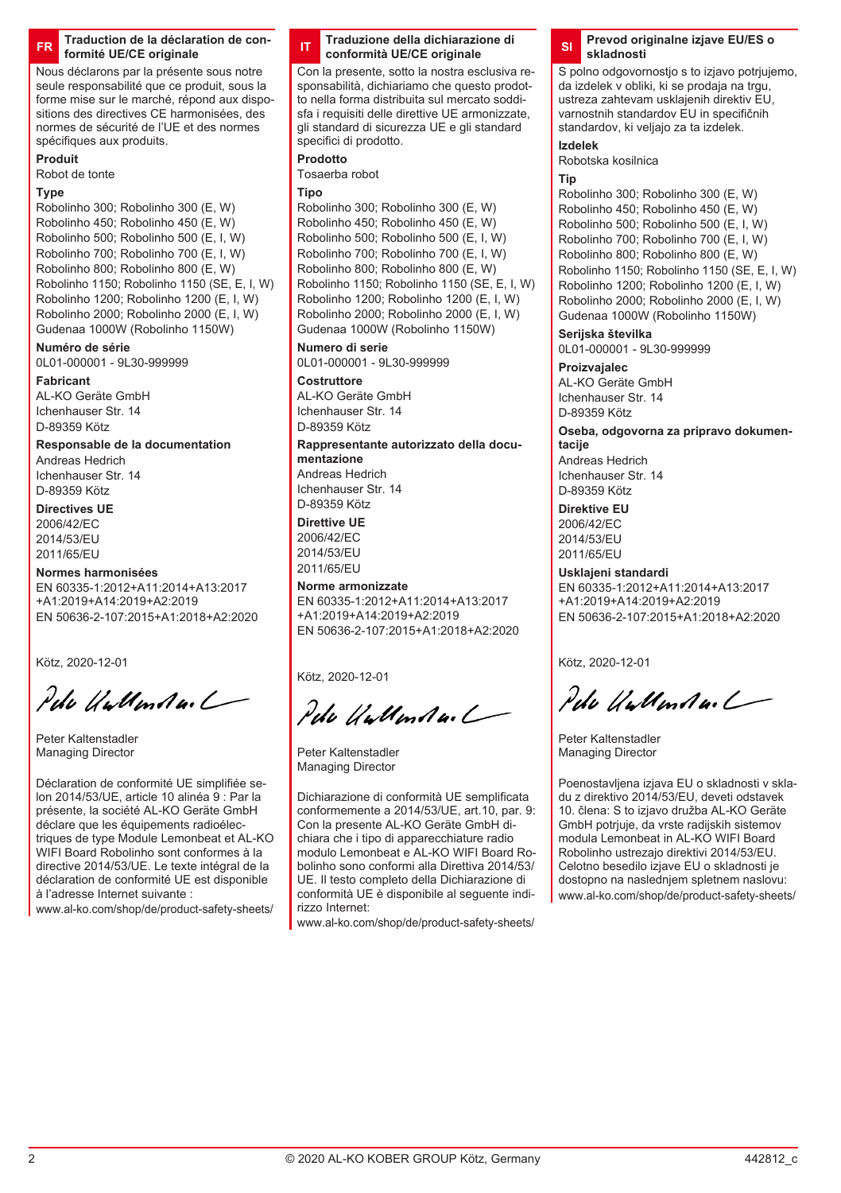## FR Traduction de la déclaration de conformité UE/CE originale

Nous déclarons par la présente sous notre seule responsabilité que ce produit, sous la forme mise sur le marché, répond aux dispositions des directives CE harmonisées, des normes de sécurité de l'UE et des normes spécifiques aux produits.

**Produit**
Robot de tonte

**Type**
Robolinho 300; Robolinho 300 (E, W)
Robolinho 450; Robolinho 450 (E, W)
Robolinho 500; Robolinho 500 (E, I, W)
Robolinho 700; Robolinho 700 (E, I, W)
Robolinho 800; Robolinho 800 (E, W)
Robolinho 1150; Robolinho 1150 (SE, E, I, W)
Robolinho 1200; Robolinho 1200 (E, I, W)
Robolinho 2000; Robolinho 2000 (E, I, W)
Gudenaa 1000W (Robolinho 1150W)

**Numéro de série**
0L01-000001 - 9L30-999999

**Fabricant**
AL-KO Geräte GmbH
Ichenhauser Str. 14
D-89359 Kötz

**Responsable de la documentation**
Andreas Hedrich
Ichenhauser Str. 14
D-89359 Kötz

**Directives UE**
2006/42/EC
2014/53/EU
2011/65/EU

**Normes harmonisées**
EN 60335-1:2012+A11:2014+A13:2017 +A1:2019+A14:2019+A2:2019
EN 50636-2-107:2015+A1:2018+A2:2020

Kötz, 2020-12-01

Peter Kaltenstadler
Managing Director

Déclaration de conformité UE simplifiée selon 2014/53/UE, article 10 alinéa 9 : Par la présente, la société AL-KO Geräte GmbH déclare que les équipements radioélectriques de type Module Lemonbeat et AL-KO WIFI Board Robolinho sont conformes à la directive 2014/53/UE. Le texte intégral de la déclaration de conformité UE est disponible à l'adresse Internet suivante :
www.al-ko.com/shop/de/product-safety-sheets/

## IT Traduzione della dichiarazione di conformità UE/CE originale

Con la presente, sotto la nostra esclusiva responsabilità, dichiariamo che questo prodotto nella forma distribuita sul mercato soddisfa i requisiti delle direttive UE armonizzate, gli standard di sicurezza UE e gli standard specifici di prodotto.

**Prodotto**
Tosaerba robot

**Tipo**
Robolinho 300; Robolinho 300 (E, W)
Robolinho 450; Robolinho 450 (E, W)
Robolinho 500; Robolinho 500 (E, I, W)
Robolinho 700; Robolinho 700 (E, I, W)
Robolinho 800; Robolinho 800 (E, W)
Robolinho 1150; Robolinho 1150 (SE, E, I, W)
Robolinho 1200; Robolinho 1200 (E, I, W)
Robolinho 2000; Robolinho 2000 (E, I, W)
Gudenaa 1000W (Robolinho 1150W)

**Numero di serie**
0L01-000001 - 9L30-999999

**Costruttore**
AL-KO Geräte GmbH
Ichenhauser Str. 14
D-89359 Kötz

**Rappresentante autorizzato della documentazione**
Andreas Hedrich
Ichenhauser Str. 14
D-89359 Kötz

**Direttive UE**
2006/42/EC
2014/53/EU
2011/65/EU

**Norme armonizzate**
EN 60335-1:2012+A11:2014+A13:2017 +A1:2019+A14:2019+A2:2019
EN 50636-2-107:2015+A1:2018+A2:2020

Kötz, 2020-12-01

Peter Kaltenstadler
Managing Director

Dichiarazione di conformità UE semplificata conformemente a 2014/53/UE, art.10, par. 9: Con la presente AL-KO Geräte GmbH dichiara che i tipo di apparecchiature radio modulo Lemonbeat e AL-KO WIFI Board Robolinho sono conformi alla Direttiva 2014/53/UE. Il testo completo della Dichiarazione di conformità UE è disponibile al seguente indirizzo Internet:
www.al-ko.com/shop/de/product-safety-sheets/

## SI Prevod originalne izjave EU/ES o skladnosti

S polno odgovornostjo s to izjavo potrjujemo, da izdelek v obliki, ki se prodaja na trgu, ustreza zahtevam usklajenih direktiv EU, varnostnih standardov EU in specifičnih standardov, ki veljajo za ta izdelek.

**Izdelek**
Robotska kosilnica

**Tip**
Robolinho 300; Robolinho 300 (E, W)
Robolinho 450; Robolinho 450 (E, W)
Robolinho 500; Robolinho 500 (E, I, W)
Robolinho 700; Robolinho 700 (E, I, W)
Robolinho 800; Robolinho 800 (E, W)
Robolinho 1150; Robolinho 1150 (SE, E, I, W)
Robolinho 1200; Robolinho 1200 (E, I, W)
Robolinho 2000; Robolinho 2000 (E, I, W)
Gudenaa 1000W (Robolinho 1150W)

**Serijska številka**
0L01-000001 - 9L30-999999

**Proizvajalec**
AL-KO Geräte GmbH
Ichenhauser Str. 14
D-89359 Kötz

**Oseba, odgovorna za pripravo dokumentacije**
Andreas Hedrich
Ichenhauser Str. 14
D-89359 Kötz

**Direktive EU**
2006/42/EC
2014/53/EU
2011/65/EU

**Usklajeni standardi**
EN 60335-1:2012+A11:2014+A13:2017 +A1:2019+A14:2019+A2:2019
EN 50636-2-107:2015+A1:2018+A2:2020

Kötz, 2020-12-01

Peter Kaltenstadler
Managing Director

Poenostavljena izjava EU o skladnosti v skladu z direktivo 2014/53/EU, deveti odstavek 10. člena: S to izjavo družba AL-KO Geräte GmbH potrjuje, da vrste radijskih sistemov modula Lemonbeat in AL-KO WIFI Board Robolinho ustrezajo direktivi 2014/53/EU. Celotno besedilo izjave EU o skladnosti je dostopno na naslednjem spletnem naslovu:
www.al-ko.com/shop/de/product-safety-sheets/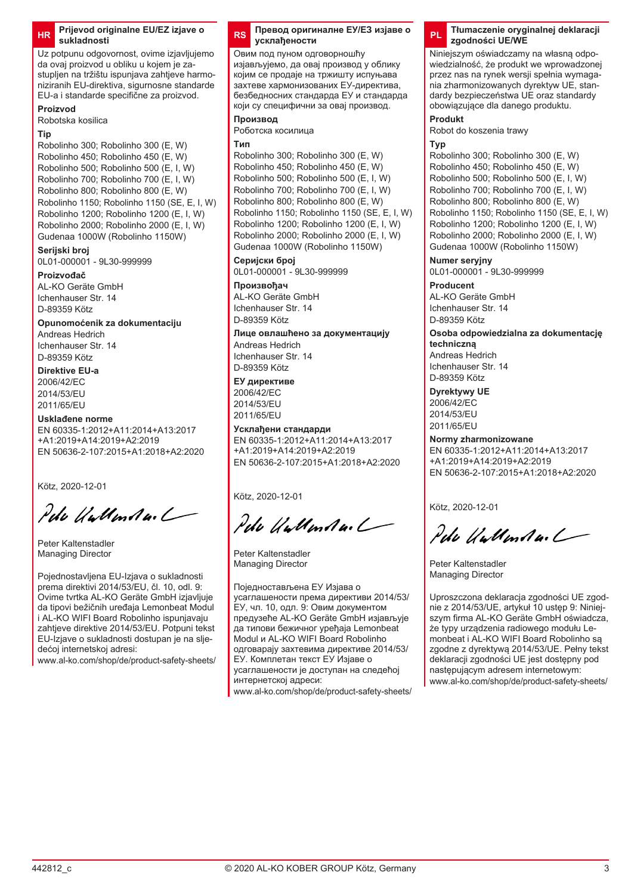## HR Prijevod originalne EU/EZ izjave o sukladnosti

Uz potpunu odgovornost, ovime izjavljujemo da ovaj proizvod u obliku u kojem je zastupljen na tržištu ispunjava zahtjeve harmoniziranih EU-direktiva, sigurnosne standarde EU-a i standarde specifične za proizvod.

**Proizvod**
Robotska kosilica

**Tip**
Robolinho 300; Robolinho 300 (E, W)
Robolinho 450; Robolinho 450 (E, W)
Robolinho 500; Robolinho 500 (E, I, W)
Robolinho 700; Robolinho 700 (E, I, W)
Robolinho 800; Robolinho 800 (E, W)
Robolinho 1150; Robolinho 1150 (SE, E, I, W)
Robolinho 1200; Robolinho 1200 (E, I, W)
Robolinho 2000; Robolinho 2000 (E, I, W)
Gudenaa 1000W (Robolinho 1150W)

**Serijski broj**
0L01-000001 - 9L30-999999

**Proizvođač**
AL-KO Geräte GmbH
Ichenhauser Str. 14
D-89359 Kötz

**Opunomoćenik za dokumentaciju**
Andreas Hedrich
Ichenhauser Str. 14
D-89359 Kötz

**Direktive EU-a**
2006/42/EC
2014/53/EU
2011/65/EU

**Usklađene norme**
EN 60335-1:2012+A11:2014+A13:2017
+A1:2019+A14:2019+A2:2019
EN 50636-2-107:2015+A1:2018+A2:2020

Kötz, 2020-12-01

Peter Kaltenstadler
Managing Director

Pojednostavljena EU-Izjava o sukladnosti prema direktivi 2014/53/EU, čl. 10, odl. 9: Ovime tvrtka AL-KO Geräte GmbH izjavljuje da tipovi bežičnih uređaja Lemonbeat Modul i AL-KO WIFI Board Robolinho ispunjavaju zahtjeve direktive 2014/53/EU. Potpuni tekst EU-Izjave o sukladnosti dostupan je na sljedećoj internetskoj adresi:
www.al-ko.com/shop/de/product-safety-sheets/

## RS Превод оригиналне ЕУ/ЕЗ изјаве о усклађености

Овим под пуном одговорношћу изјављујемо, да овај производ у облику којим се продаје на тржишту испуњава захтеве хармонизованих ЕУ-директива, безбедносних стандарда ЕУ и стандарда који су специфични за овај производ.

**Производ**
Роботска косилица

**Тип**
Robolinho 300; Robolinho 300 (E, W)
Robolinho 450; Robolinho 450 (E, W)
Robolinho 500; Robolinho 500 (E, I, W)
Robolinho 700; Robolinho 700 (E, I, W)
Robolinho 800; Robolinho 800 (E, W)
Robolinho 1150; Robolinho 1150 (SE, E, I, W)
Robolinho 1200; Robolinho 1200 (E, I, W)
Robolinho 2000; Robolinho 2000 (E, I, W)
Gudenaa 1000W (Robolinho 1150W)

**Серијски број**
0L01-000001 - 9L30-999999

**Произвођач**
AL-KO Geräte GmbH
Ichenhauser Str. 14
D-89359 Kötz

**Лице овлашћено за документацију**
Andreas Hedrich
Ichenhauser Str. 14
D-89359 Kötz

**ЕУ директиве**
2006/42/EC
2014/53/EU
2011/65/EU

**Усклађени стандарди**
EN 60335-1:2012+A11:2014+A13:2017
+A1:2019+A14:2019+A2:2019
EN 50636-2-107:2015+A1:2018+A2:2020

Kötz, 2020-12-01

Peter Kaltenstadler
Managing Director

Појeдностављена ЕУ Изјава о усаглашености према директиви 2014/53/ЕУ, чл. 10, одл. 9: Овим документом предузеће AL-KO Geräte GmbH изјављује да типови бежичног уређаја Lemonbeat Modul и AL-KO WIFI Board Robolinho одговарају захтевима директиве 2014/53/ЕУ. Комплетан текст ЕУ Изјаве о усаглашености је доступан на следећој интернетској адреси:
www.al-ko.com/shop/de/product-safety-sheets/

## PL Tłumaczenie oryginalnej deklaracji zgodności UE/WE

Niniejszym oświadczamy na własną odpowiedzialność, że produkt we wprowadzonej przez nas na rynek wersji spełnia wymagania zharmonizowanych dyrektyw UE, standardy bezpieczeństwa UE oraz standardy obowiązujące dla danego produktu.

**Produkt**
Robot do koszenia trawy

**Typ**
Robolinho 300; Robolinho 300 (E, W)
Robolinho 450; Robolinho 450 (E, W)
Robolinho 500; Robolinho 500 (E, I, W)
Robolinho 700; Robolinho 700 (E, I, W)
Robolinho 800; Robolinho 800 (E, W)
Robolinho 1150; Robolinho 1150 (SE, E, I, W)
Robolinho 1200; Robolinho 1200 (E, I, W)
Robolinho 2000; Robolinho 2000 (E, I, W)
Gudenaa 1000W (Robolinho 1150W)

**Numer seryjny**
0L01-000001 - 9L30-999999

**Producent**
AL-KO Geräte GmbH
Ichenhauser Str. 14
D-89359 Kötz

**Osoba odpowiedzialna za dokumentację techniczną**
Andreas Hedrich
Ichenhauser Str. 14
D-89359 Kötz

**Dyrektywy UE**
2006/42/EC
2014/53/EU
2011/65/EU

**Normy zharmonizowane**
EN 60335-1:2012+A11:2014+A13:2017
+A1:2019+A14:2019+A2:2019
EN 50636-2-107:2015+A1:2018+A2:2020

Kötz, 2020-12-01

Peter Kaltenstadler
Managing Director

Uproszczona deklaracja zgodności UE zgodnie z 2014/53/UE, artykuł 10 ustęp 9: Niniejszym firma AL-KO Geräte GmbH oświadcza, że typy urządzenia radiowego modułu Lemonbeat i AL-KO WIFI Board Robolinho są zgodne z dyrektywą 2014/53/UE. Pełny tekst deklaracji zgodności UE jest dostępny pod następującym adresem internetowym:
www.al-ko.com/shop/de/product-safety-sheets/

442812_c © 2020 AL-KO KOBER GROUP Kötz, Germany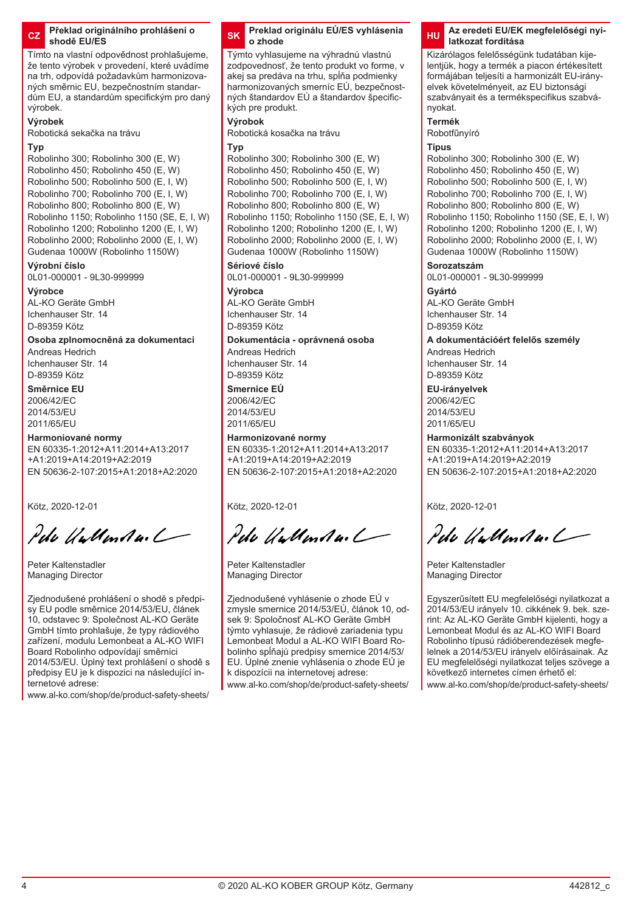## CZ Překlad originálního prohlášení o shodě EU/ES

Tímto na vlastní odpovědnost prohlašujeme, že tento výrobek v provedení, které uvádíme na trh, odpovídá požadavkům harmonizovaných směrnic EU, bezpečnostním standardům EU, a standardům specifickým pro daný výrobek.

**Výrobek**
Robotická sekačka na trávu

**Typ**
Robolinho 300; Robolinho 300 (E, W)
Robolinho 450; Robolinho 450 (E, W)
Robolinho 500; Robolinho 500 (E, I, W)
Robolinho 700; Robolinho 700 (E, I, W)
Robolinho 800; Robolinho 800 (E, W)
Robolinho 1150; Robolinho 1150 (SE, E, I, W)
Robolinho 1200; Robolinho 1200 (E, I, W)
Robolinho 2000; Robolinho 2000 (E, I, W)
Gudenaa 1000W (Robolinho 1150W)

**Výrobní číslo**
0L01-000001 - 9L30-999999

**Výrobce**
AL-KO Geräte GmbH
Ichenhauser Str. 14
D-89359 Kötz

**Osoba zplnomocněná za dokumentaci**
Andreas Hedrich
Ichenhauser Str. 14
D-89359 Kötz

**Směrnice EU**
2006/42/EC
2014/53/EU
2011/65/EU

**Harmoniované normy**
EN 60335-1:2012+A11:2014+A13:2017 +A1:2019+A14:2019+A2:2019
EN 50636-2-107:2015+A1:2018+A2:2020

Kötz, 2020-12-01

Peter Kaltenstadler
Managing Director

Zjednodušené prohlášení o shodě s předpisy EU podle směrnice 2014/53/EU, článek 10, odstavec 9: Společnost AL-KO Geräte GmbH tímto prohlašuje, že typy rádiového zařízení, modulu Lemonbeat a AL-KO WIFI Board Robolinho odpovídají směrnici 2014/53/EU. Úplný text prohlášení o shodě s předpisy EU je k dispozici na následující internetové adrese:
www.al-ko.com/shop/de/product-safety-sheets/

## SK Preklad originálu EÚ/ES vyhlásenia o zhode

Týmto vyhlasujeme na výhradnú vlastnú zodpovednosť, že tento produkt vo forme, v akej sa predáva na trhu, spĺňa podmienky harmonizovaných smerníc EÚ, bezpečnostných štandardov EÚ a štandardov špecifických pre produkt.

**Výrobok**
Robotická kosačka na trávu

**Typ**
Robolinho 300; Robolinho 300 (E, W)
Robolinho 450; Robolinho 450 (E, W)
Robolinho 500; Robolinho 500 (E, I, W)
Robolinho 700; Robolinho 700 (E, I, W)
Robolinho 800; Robolinho 800 (E, W)
Robolinho 1150; Robolinho 1150 (SE, E, I, W)
Robolinho 1200; Robolinho 1200 (E, I, W)
Robolinho 2000; Robolinho 2000 (E, I, W)
Gudenaa 1000W (Robolinho 1150W)

**Sériové číslo**
0L01-000001 - 9L30-999999

**Výrobca**
AL-KO Geräte GmbH
Ichenhauser Str. 14
D-89359 Kötz

**Dokumentácia - oprávnená osoba**
Andreas Hedrich
Ichenhauser Str. 14
D-89359 Kötz

**Smernice EÚ**
2006/42/EC
2014/53/EU
2011/65/EU

**Harmonizované normy**
EN 60335-1:2012+A11:2014+A13:2017 +A1:2019+A14:2019+A2:2019
EN 50636-2-107:2015+A1:2018+A2:2020

Kötz, 2020-12-01

Peter Kaltenstadler
Managing Director

Zjednodušené vyhlásenie o zhode EÚ v zmysle smernice 2014/53/EÚ, článok 10, odsek 9: Spoločnosť AL-KO Geräte GmbH týmto vyhlasuje, že rádiové zariadenia typu Lemonbeat Modul a AL-KO WIFI Board Robolinho spĺňajú predpisy smernice 2014/53/EU. Úplné znenie vyhlásenia o zhode EÚ je k dispozícii na internetovej adrese:
www.al-ko.com/shop/de/product-safety-sheets/

## HU Az eredeti EU/EK megfelelőségi nyilatkozat fordítása

Kizárólagos felelősségünk tudatában kijelentjük, hogy a termék a piacon értékesített formájában teljesíti a harmonizált EU-irányelvek követelményeit, az EU biztonsági szabványait és a termékspecifikus szabványokat.

**Termék**
Robotfűnyíró

**Típus**
Robolinho 300; Robolinho 300 (E, W)
Robolinho 450; Robolinho 450 (E, W)
Robolinho 500; Robolinho 500 (E, I, W)
Robolinho 700; Robolinho 700 (E, I, W)
Robolinho 800; Robolinho 800 (E, W)
Robolinho 1150; Robolinho 1150 (SE, E, I, W)
Robolinho 1200; Robolinho 1200 (E, I, W)
Robolinho 2000; Robolinho 2000 (E, I, W)
Gudenaa 1000W (Robolinho 1150W)

**Sorozatszám**
0L01-000001 - 9L30-999999

**Gyártó**
AL-KO Geräte GmbH
Ichenhauser Str. 14
D-89359 Kötz

**A dokumentációért felelős személy**
Andreas Hedrich
Ichenhauser Str. 14
D-89359 Kötz

**EU-irányelvek**
2006/42/EC
2014/53/EU
2011/65/EU

**Harmonizált szabványok**
EN 60335-1:2012+A11:2014+A13:2017 +A1:2019+A14:2019+A2:2019
EN 50636-2-107:2015+A1:2018+A2:2020

Kötz, 2020-12-01

Peter Kaltenstadler
Managing Director

Egyszerűsített EU megfelelőségi nyilatkozat a 2014/53/EU irányelv 10. cikkének 9. bek. szerint: Az AL-KO Geräte GmbH kijelenti, hogy a Lemonbeat Modul és az AL-KO WIFI Board Robolinho típusú rádióberendezések megfelelnek a 2014/53/EU irányelv előírásainak. Az EU megfelelőségi nyilatkozat teljes szövege a következő internetes címen érhető el:
www.al-ko.com/shop/de/product-safety-sheets/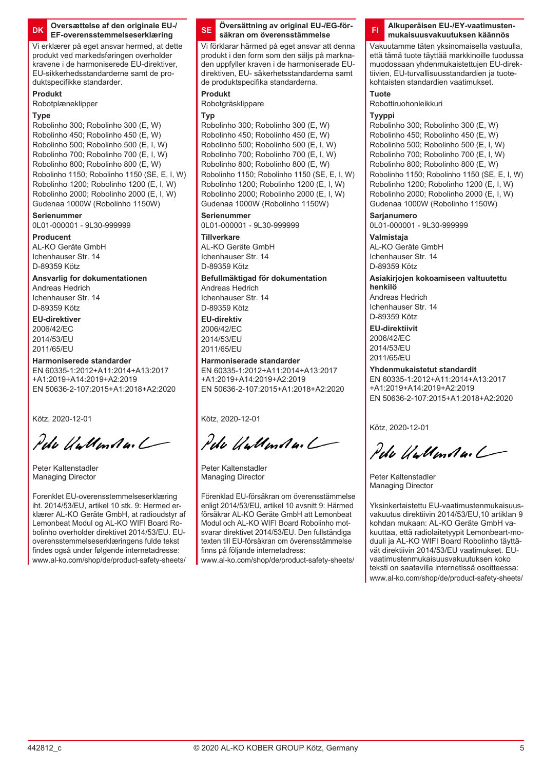## DK Oversættelse af den originale EU-/EF-overensstemmelseserklæring

Vi erklærer på eget ansvar hermed, at dette produkt ved markedsføringen overholder kravene i de harmoniserede EU-direktiver, EU-sikkerhedsstandarderne samt de produktspecifikke standarder.

**Produkt**

Robotplæneklipper

**Type**

Robolinho 300; Robolinho 300 (E, W)
Robolinho 450; Robolinho 450 (E, W)
Robolinho 500; Robolinho 500 (E, I, W)
Robolinho 700; Robolinho 700 (E, I, W)
Robolinho 800; Robolinho 800 (E, W)
Robolinho 1150; Robolinho 1150 (SE, E, I, W)
Robolinho 1200; Robolinho 1200 (E, I, W)
Robolinho 2000; Robolinho 2000 (E, I, W)
Gudenaa 1000W (Robolinho 1150W)

**Serienummer**

0L01-000001 - 9L30-999999

**Producent**

AL-KO Geräte GmbH
Ichenhauser Str. 14
D-89359 Kötz

**Ansvarlig for dokumentationen**

Andreas Hedrich
Ichenhauser Str. 14
D-89359 Kötz

**EU-direktiver**

2006/42/EC
2014/53/EU
2011/65/EU

**Harmoniserede standarder**

EN 60335-1:2012+A11:2014+A13:2017
+A1:2019+A14:2019+A2:2019
EN 50636-2-107:2015+A1:2018+A2:2020

Kötz, 2020-12-01

Peter Kaltenstadler
Managing Director

Forenklet EU-overensstemmelseserklæring iht. 2014/53/EU, artikel 10 stk. 9: Hermed erklærer AL-KO Geräte GmbH, at radioudstyr af Lemonbeat Modul og AL-KO WIFI Board Robolinho overholder direktivet 2014/53/EU. EU-overensstemmelseserklæringens fulde tekst findes også under følgende internetadresse: www.al-ko.com/shop/de/product-safety-sheets/

## SE Översättning av original EU-/EG-försäkran om överensstämmelse

Vi förklarar härmed på eget ansvar att denna produkt i den form som den säljs på marknaden uppfyller kraven i de harmoniserade EU-direktiven, EU- säkerhetsstandarderna samt de produktspecifika standarderna.

**Produkt**

Robotgräsklippare

**Typ**

Robolinho 300; Robolinho 300 (E, W)
Robolinho 450; Robolinho 450 (E, W)
Robolinho 500; Robolinho 500 (E, I, W)
Robolinho 700; Robolinho 700 (E, I, W)
Robolinho 800; Robolinho 800 (E, W)
Robolinho 1150; Robolinho 1150 (SE, E, I, W)
Robolinho 1200; Robolinho 1200 (E, I, W)
Robolinho 2000; Robolinho 2000 (E, I, W)
Gudenaa 1000W (Robolinho 1150W)

**Serienummer**

0L01-000001 - 9L30-999999

**Tillverkare**

AL-KO Geräte GmbH
Ichenhauser Str. 14
D-89359 Kötz

**Befullmäktigad för dokumentation**

Andreas Hedrich
Ichenhauser Str. 14
D-89359 Kötz

**EU-direktiv**

2006/42/EC
2014/53/EU
2011/65/EU

**Harmoniserade standarder**

EN 60335-1:2012+A11:2014+A13:2017
+A1:2019+A14:2019+A2:2019
EN 50636-2-107:2015+A1:2018+A2:2020

Kötz, 2020-12-01

Peter Kaltenstadler
Managing Director

Förenklad EU-försäkran om överensstämmelse enligt 2014/53/EU, artikel 10 avsnitt 9: Härmed försäkrar AL-KO Geräte GmbH att Lemonbeat Modul och AL-KO WIFI Board Robolinho motsvarar direktivet 2014/53/EU. Den fullständiga texten till EU-försäkran om överensstämmelse finns på följande internetadress: www.al-ko.com/shop/de/product-safety-sheets/

## FI Alkuperäisen EU-/EY-vaatimustenmukaisuusvakuutuksen käännös

Vakuutamme täten yksinomaisella vastuulla, että tämä tuote täyttää markkinoille tuodussa muodossaan yhdenmukaistettujen EU-direktiivien, EU-turvallisuusstandardien ja tuotekohtaisten standardien vaatimukset.

**Tuote**

Robottiruohonleikkuri

**Tyyppi**

Robolinho 300; Robolinho 300 (E, W)
Robolinho 450; Robolinho 450 (E, W)
Robolinho 500; Robolinho 500 (E, I, W)
Robolinho 700; Robolinho 700 (E, I, W)
Robolinho 800; Robolinho 800 (E, W)
Robolinho 1150; Robolinho 1150 (SE, E, I, W)
Robolinho 1200; Robolinho 1200 (E, I, W)
Robolinho 2000; Robolinho 2000 (E, I, W)
Gudenaa 1000W (Robolinho 1150W)

**Sarjanumero**

0L01-000001 - 9L30-999999

**Valmistaja**

AL-KO Geräte GmbH
Ichenhauser Str. 14
D-89359 Kötz

**Asiakirjojen kokoamiseen valtuutettu henkilö**

Andreas Hedrich
Ichenhauser Str. 14
D-89359 Kötz

**EU-direktiivit**

2006/42/EC
2014/53/EU
2011/65/EU

**Yhdenmukaistetut standardit**

EN 60335-1:2012+A11:2014+A13:2017
+A1:2019+A14:2019+A2:2019
EN 50636-2-107:2015+A1:2018+A2:2020

Kötz, 2020-12-01

Peter Kaltenstadler
Managing Director

Yksinkertaistettu EU-vaatimustenmukaisuusvakuutus direktiivin 2014/53/EU,10 artiklan 9 kohdan mukaan: AL-KO Geräte GmbH vakuuttaa, että radiolaitetyypit Lemonbeart-moduuli ja AL-KO WIFI Board Robolinho täyttävät direktiivin 2014/53/EU vaatimukset. EU-vaatimustenmukaisuusvakuutuksen koko teksti on saatavilla internetissä osoitteessa: www.al-ko.com/shop/de/product-safety-sheets/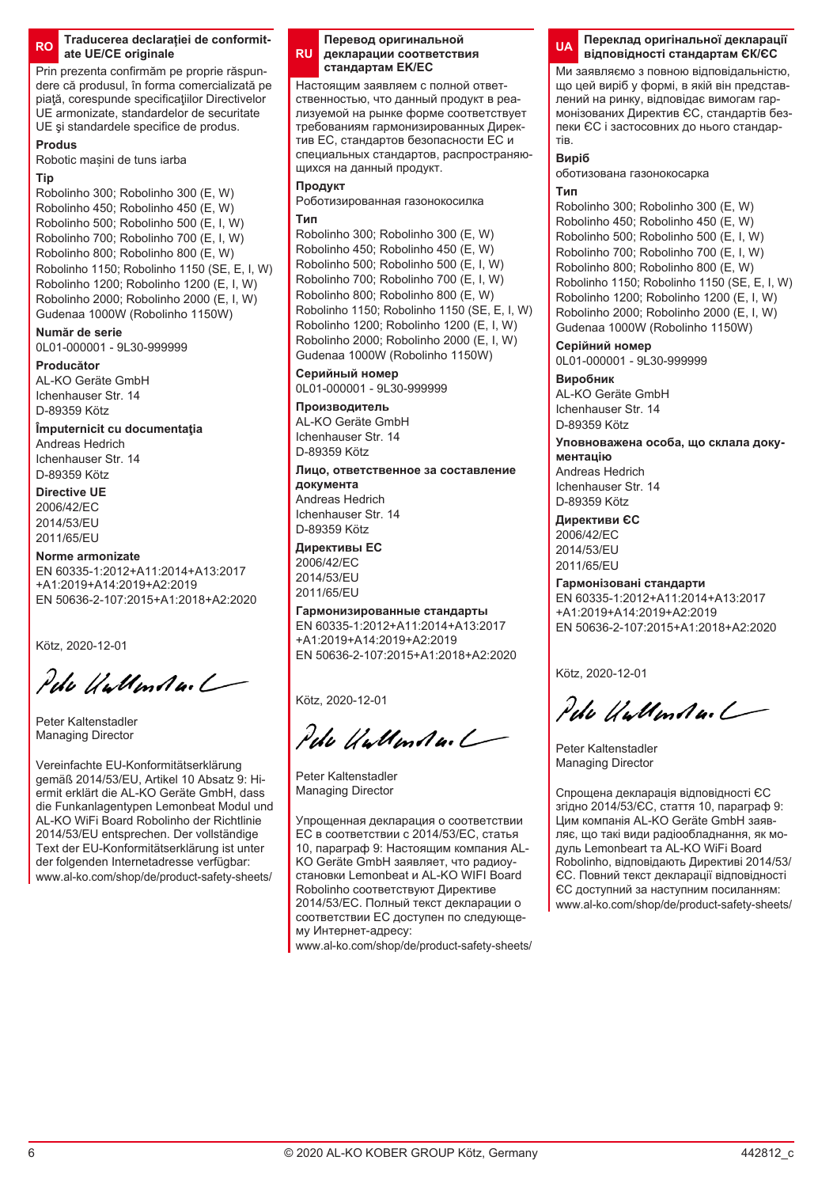## RO Traducerea declaraţiei de conformitate UE/CE originale

Prin prezenta confirmăm pe proprie răspundere că produsul, în forma comercializată pe piaţă, corespunde specificaţiilor Directivelor UE armonizate, standardelor de securitate UE şi standardele specifice de produs.

**Produs**

Robotic maşini de tuns iarba

**Tip**

Robolinho 300; Robolinho 300 (E, W)
Robolinho 450; Robolinho 450 (E, W)
Robolinho 500; Robolinho 500 (E, I, W)
Robolinho 700; Robolinho 700 (E, I, W)
Robolinho 800; Robolinho 800 (E, W)
Robolinho 1150; Robolinho 1150 (SE, E, I, W)
Robolinho 1200; Robolinho 1200 (E, I, W)
Robolinho 2000; Robolinho 2000 (E, I, W)
Gudenaa 1000W (Robolinho 1150W)

**Număr de serie**

0L01-000001 - 9L30-999999

**Producător**

AL-KO Geräte GmbH
Ichenhauser Str. 14
D-89359 Kötz

**Împuternicit cu documentaţia**

Andreas Hedrich
Ichenhauser Str. 14
D-89359 Kötz

**Directive UE**

2006/42/EC
2014/53/EU
2011/65/EU

**Norme armonizate**

EN 60335-1:2012+A11:2014+A13:2017
+A1:2019+A14:2019+A2:2019
EN 50636-2-107:2015+A1:2018+A2:2020

Kötz, 2020-12-01

Peter Kaltenstadler
Managing Director

Vereinfachte EU-Konformitätserklärung gemäß 2014/53/EU, Artikel 10 Absatz 9: Hiermit erklärt die AL-KO Geräte GmbH, dass die Funkanlagentypen Lemonbeat Modul und AL-KO WiFi Board Robolinho der Richtlinie 2014/53/EU entsprechen. Der vollständige Text der EU-Konformitätserklärung ist unter der folgenden Internetadresse verfügbar: www.al-ko.com/shop/de/product-safety-sheets/

## RU Перевод оригинальной декларации соответствия стандартам ЕК/ЕС

Настоящим заявляем с полной ответственностью, что данный продукт в реализуемой на рынке форме соответствует требованиям гармонизированных Директив ЕС, стандартов безопасности ЕС и специальных стандартов, распространяющихся на данный продукт.

**Продукт**

Роботизированная газонокосилка

**Тип**

Robolinho 300; Robolinho 300 (E, W)
Robolinho 450; Robolinho 450 (E, W)
Robolinho 500; Robolinho 500 (E, I, W)
Robolinho 700; Robolinho 700 (E, I, W)
Robolinho 800; Robolinho 800 (E, W)
Robolinho 1150; Robolinho 1150 (SE, E, I, W)
Robolinho 1200; Robolinho 1200 (E, I, W)
Robolinho 2000; Robolinho 2000 (E, I, W)
Gudenaa 1000W (Robolinho 1150W)

**Серийный номер**

0L01-000001 - 9L30-999999

**Производитель**

AL-KO Geräte GmbH
Ichenhauser Str. 14
D-89359 Kötz

**Лицо, ответственное за составление документа**

Andreas Hedrich
Ichenhauser Str. 14
D-89359 Kötz

**Директивы ЕС**

2006/42/EC
2014/53/EU
2011/65/EU

**Гармонизированные стандарты**

EN 60335-1:2012+A11:2014+A13:2017
+A1:2019+A14:2019+A2:2019
EN 50636-2-107:2015+A1:2018+A2:2020

Kötz, 2020-12-01

Peter Kaltenstadler
Managing Director

Упрощенная декларация о соответствии ЕС в соответствии с 2014/53/ЕС, статья 10, параграф 9: Настоящим компания AL-KO Geräte GmbH заявляет, что радиоустановки Lemonbeat и AL-KO WIFI Board Robolinho соответствуют Директиве 2014/53/ЕС. Полный текст декларации о соответствии ЕС доступен по следующему Интернет-адресу:
www.al-ko.com/shop/de/product-safety-sheets/

## UA Переклад оригінальної декларації відповідності стандартам ЄК/ЄС

Ми заявляємо з повною відповідальністю, що цей виріб у формі, в якій він представлений на ринку, відповідає вимогам гармонізованих Директив ЄС, стандартів безпеки ЄС і застосовних до нього стандартів.

**Виріб**

оботизована газонокосарка

**Тип**

Robolinho 300; Robolinho 300 (E, W)
Robolinho 450; Robolinho 450 (E, W)
Robolinho 500; Robolinho 500 (E, I, W)
Robolinho 700; Robolinho 700 (E, I, W)
Robolinho 800; Robolinho 800 (E, W)
Robolinho 1150; Robolinho 1150 (SE, E, I, W)
Robolinho 1200; Robolinho 1200 (E, I, W)
Robolinho 2000; Robolinho 2000 (E, I, W)
Gudenaa 1000W (Robolinho 1150W)

**Серійний номер**

0L01-000001 - 9L30-999999

**Виробник**

AL-KO Geräte GmbH
Ichenhauser Str. 14
D-89359 Kötz

**Уповноважена особа, що склала документацію**

Andreas Hedrich
Ichenhauser Str. 14
D-89359 Kötz

**Директиви ЄС**

2006/42/EC
2014/53/EU
2011/65/EU

**Гармонізовані стандарти**

EN 60335-1:2012+A11:2014+A13:2017
+A1:2019+A14:2019+A2:2019
EN 50636-2-107:2015+A1:2018+A2:2020

Kötz, 2020-12-01

Peter Kaltenstadler
Managing Director

Спрощена декларація відповідності ЄС згідно 2014/53/ЄС, стаття 10, параграф 9: Цим компанія AL-KO Geräte GmbH заявляє, що такі види радіообладнання, як модуль Lemonbeart та AL-KO WiFi Board Robolinho, відповідають Директиві 2014/53/ЄС. Повний текст декларації відповідності ЄС доступний за наступним посиланням: www.al-ko.com/shop/de/product-safety-sheets/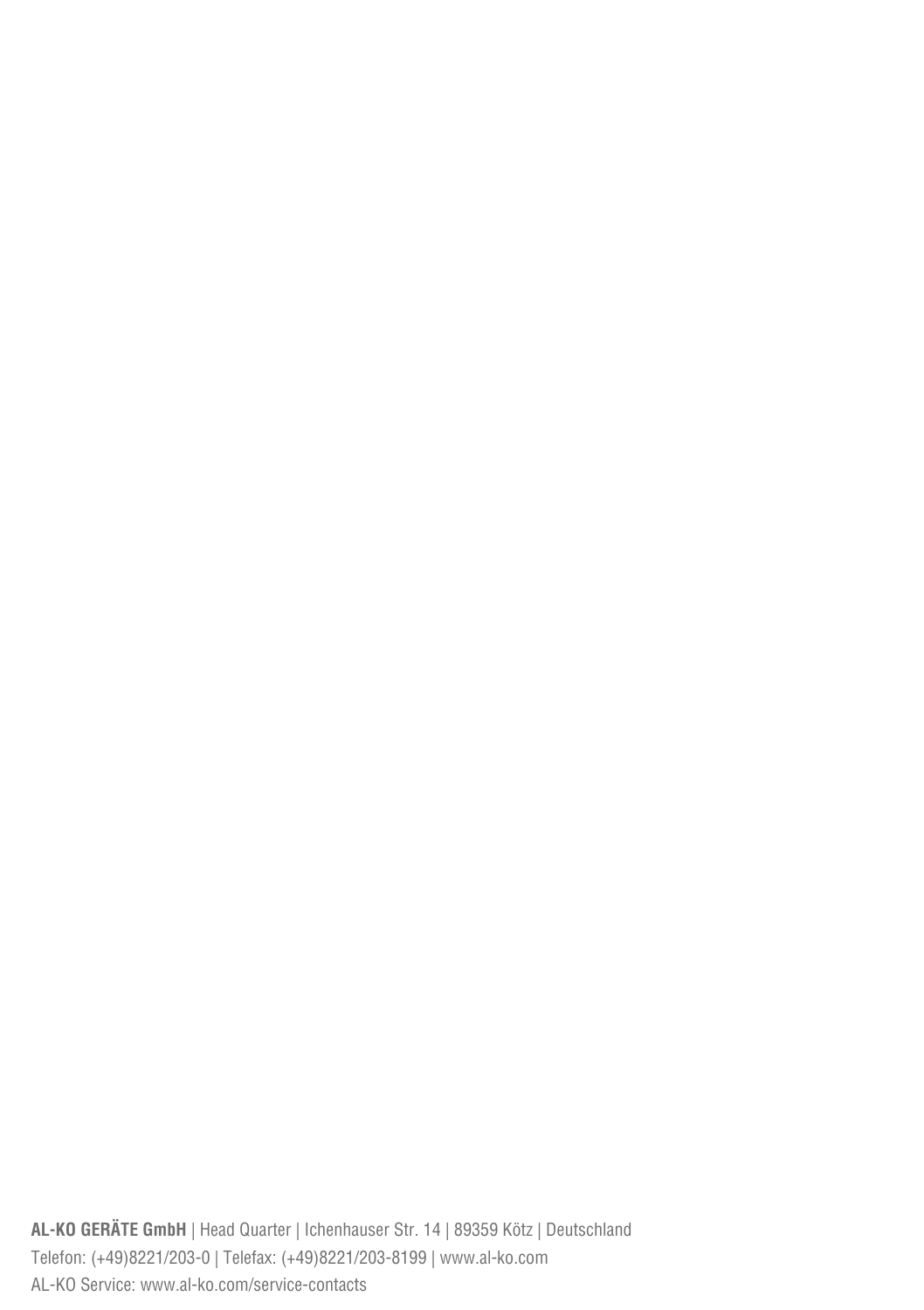**AL-KO GERÄTE GmbH** | Head Quarter | Ichenhauser Str. 14 | 89359 Kötz | Deutschland
Telefon: (+49)8221/203-0 | Telefax: (+49)8221/203-8199 | www.al-ko.com
AL-KO Service: www.al-ko.com/service-contacts